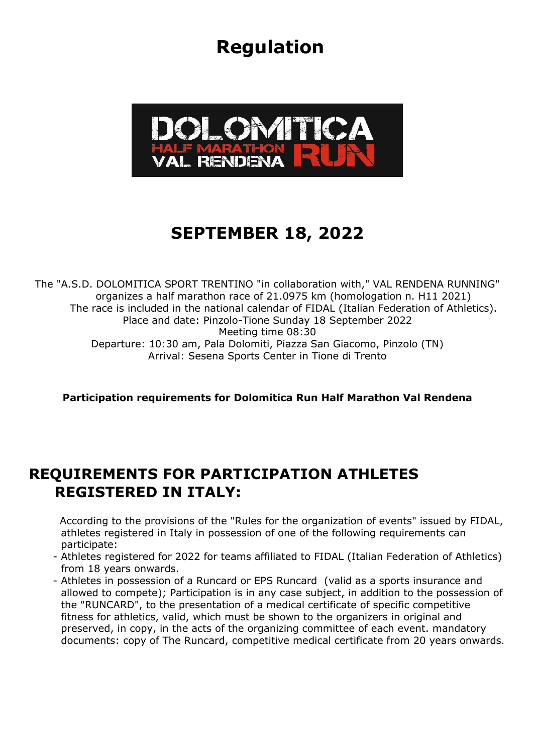# Regulation

DOLOMITICA HALF MARATHON VAL RENDENA RUN

## SEPTEMBER 18, 2022

The "A.S.D. DOLOMITICA SPORT TRENTINO "in collaboration with," VAL RENDENA RUNNING" organizes a half marathon race of 21.0975 km (homologation n. H11 2021)
The race is included in the national calendar of FIDAL (Italian Federation of Athletics).
Place and date: Pinzolo-Tione Sunday 18 September 2022
Meeting time 08:30
Departure: 10:30 am, Pala Dolomiti, Piazza San Giacomo, Pinzolo (TN)
Arrival: Sesena Sports Center in Tione di Trento

**Participation requirements for Dolomitica Run Half Marathon Val Rendena**

## REQUIREMENTS FOR PARTICIPATION ATHLETES REGISTERED IN ITALY:

According to the provisions of the "Rules for the organization of events" issued by FIDAL, athletes registered in Italy in possession of one of the following requirements can participate:

- Athletes registered for 2022 for teams affiliated to FIDAL (Italian Federation of Athletics) from 18 years onwards.
- Athletes in possession of a Runcard or EPS Runcard (valid as a sports insurance and allowed to compete); Participation is in any case subject, in addition to the possession of the "RUNCARD", to the presentation of a medical certificate of specific competitive fitness for athletics, valid, which must be shown to the organizers in original and preserved, in copy, in the acts of the organizing committee of each event. mandatory documents: copy of The Runcard, competitive medical certificate from 20 years onwards.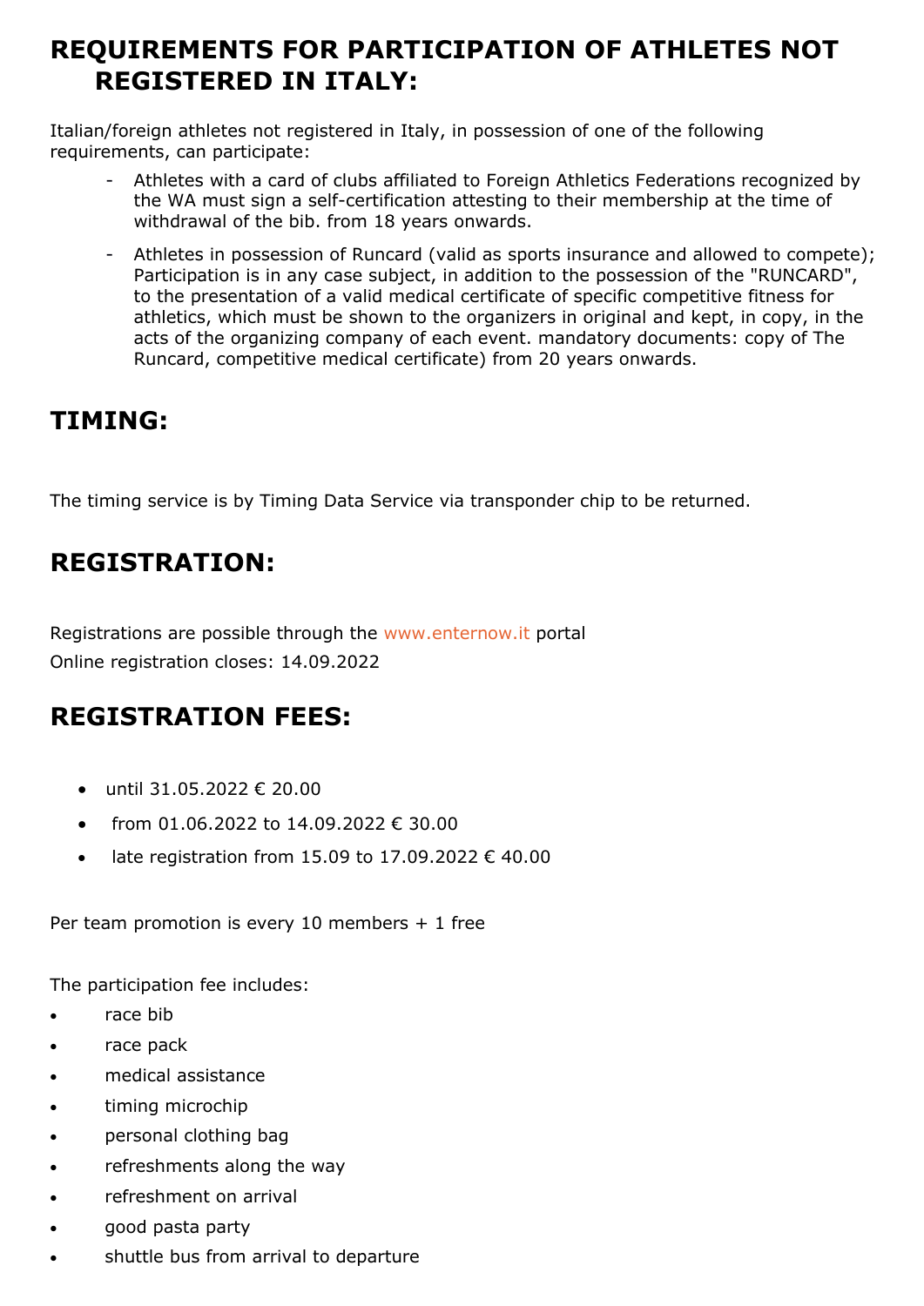## REQUIREMENTS FOR PARTICIPATION OF ATHLETES NOT REGISTERED IN ITALY:

Italian/foreign athletes not registered in Italy, in possession of one of the following requirements, can participate:

- Athletes with a card of clubs affiliated to Foreign Athletics Federations recognized by the WA must sign a self-certification attesting to their membership at the time of withdrawal of the bib. from 18 years onwards.
- Athletes in possession of Runcard (valid as sports insurance and allowed to compete); Participation is in any case subject, in addition to the possession of the "RUNCARD", to the presentation of a valid medical certificate of specific competitive fitness for athletics, which must be shown to the organizers in original and kept, in copy, in the acts of the organizing company of each event. mandatory documents: copy of The Runcard, competitive medical certificate) from 20 years onwards.

## TIMING:

The timing service is by Timing Data Service via transponder chip to be returned.

## REGISTRATION:

Registrations are possible through the www.enternow.it portal

Online registration closes: 14.09.2022

## REGISTRATION FEES:

- until 31.05.2022 € 20.00
- from 01.06.2022 to 14.09.2022 € 30.00
- late registration from 15.09 to 17.09.2022 € 40.00

Per team promotion is every 10 members + 1 free

The participation fee includes:

- race bib
- race pack
- medical assistance
- timing microchip
- personal clothing bag
- refreshments along the way
- refreshment on arrival
- good pasta party
- shuttle bus from arrival to departure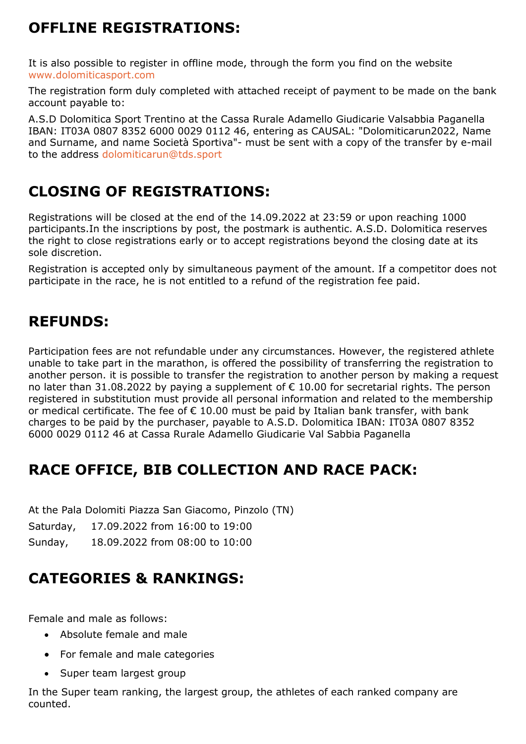## OFFLINE REGISTRATIONS:

It is also possible to register in offline mode, through the form you find on the website www.dolomiticasport.com

The registration form duly completed with attached receipt of payment to be made on the bank account payable to:

A.S.D Dolomitica Sport Trentino at the Cassa Rurale Adamello Giudicarie Valsabbia Paganella IBAN: IT03A 0807 8352 6000 0029 0112 46, entering as CAUSAL: "Dolomiticarun2022, Name and Surname, and name Società Sportiva"- must be sent with a copy of the transfer by e-mail to the address dolomiticarun@tds.sport

## CLOSING OF REGISTRATIONS:

Registrations will be closed at the end of the 14.09.2022 at 23:59 or upon reaching 1000 participants.In the inscriptions by post, the postmark is authentic. A.S.D. Dolomitica reserves the right to close registrations early or to accept registrations beyond the closing date at its sole discretion.

Registration is accepted only by simultaneous payment of the amount. If a competitor does not participate in the race, he is not entitled to a refund of the registration fee paid.

## REFUNDS:

Participation fees are not refundable under any circumstances. However, the registered athlete unable to take part in the marathon, is offered the possibility of transferring the registration to another person. it is possible to transfer the registration to another person by making a request no later than 31.08.2022 by paying a supplement of € 10.00 for secretarial rights. The person registered in substitution must provide all personal information and related to the membership or medical certificate. The fee of € 10.00 must be paid by Italian bank transfer, with bank charges to be paid by the purchaser, payable to A.S.D. Dolomitica IBAN: IT03A 0807 8352 6000 0029 0112 46 at Cassa Rurale Adamello Giudicarie Val Sabbia Paganella

## RACE OFFICE, BIB COLLECTION AND RACE PACK:

At the Pala Dolomiti Piazza San Giacomo, Pinzolo (TN)

Saturday, 17.09.2022 from 16:00 to 19:00

Sunday, 18.09.2022 from 08:00 to 10:00

## CATEGORIES & RANKINGS:

Female and male as follows:

- Absolute female and male
- For female and male categories
- Super team largest group

In the Super team ranking, the largest group, the athletes of each ranked company are counted.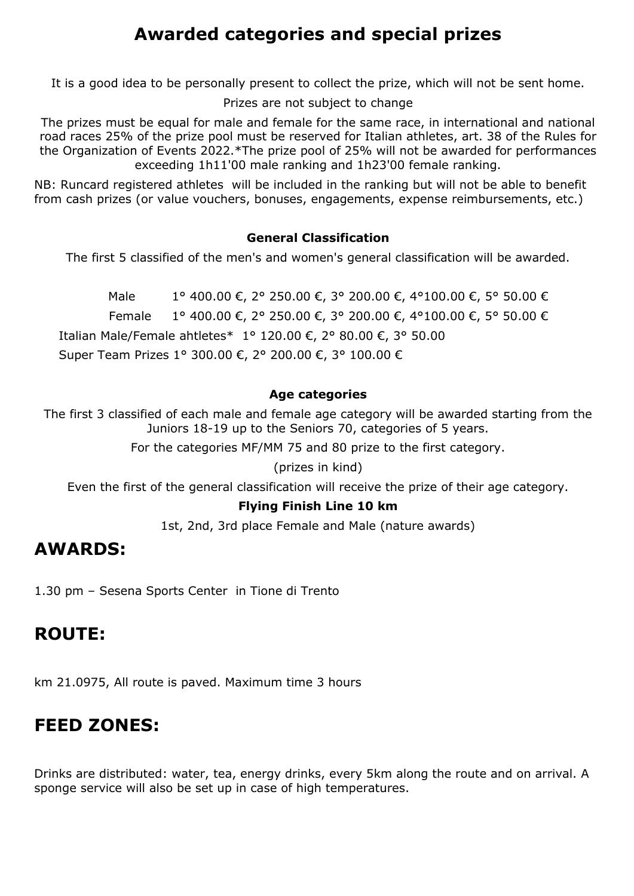# Awarded categories and special prizes

It is a good idea to be personally present to collect the prize, which will not be sent home.

Prizes are not subject to change

The prizes must be equal for male and female for the same race, in international and national road races 25% of the prize pool must be reserved for Italian athletes, art. 38 of the Rules for the Organization of Events 2022.*The prize pool of 25% will not be awarded for performances exceeding 1h11'00 male ranking and 1h23'00 female ranking.

NB: Runcard registered athletes will be included in the ranking but will not be able to benefit from cash prizes (or value vouchers, bonuses, engagements, expense reimbursements, etc.)

### General Classification

The first 5 classified of the men's and women's general classification will be awarded.

Male 1° 400.00 €, 2° 250.00 €, 3° 200.00 €, 4°100.00 €, 5° 50.00 €

Female 1° 400.00 €, 2° 250.00 €, 3° 200.00 €, 4°100.00 €, 5° 50.00 €

Italian Male/Female ahtletes* 1° 120.00 €, 2° 80.00 €, 3° 50.00

Super Team Prizes 1° 300.00 €, 2° 200.00 €, 3° 100.00 €

### Age categories

The first 3 classified of each male and female age category will be awarded starting from the Juniors 18-19 up to the Seniors 70, categories of 5 years.

For the categories MF/MM 75 and 80 prize to the first category.

(prizes in kind)

Even the first of the general classification will receive the prize of their age category.

### Flying Finish Line 10 km

1st, 2nd, 3rd place Female and Male (nature awards)

## AWARDS:

1.30 pm – Sesena Sports Center in Tione di Trento

## ROUTE:

km 21.0975, All route is paved. Maximum time 3 hours

## FEED ZONES:

Drinks are distributed: water, tea, energy drinks, every 5km along the route and on arrival. A sponge service will also be set up in case of high temperatures.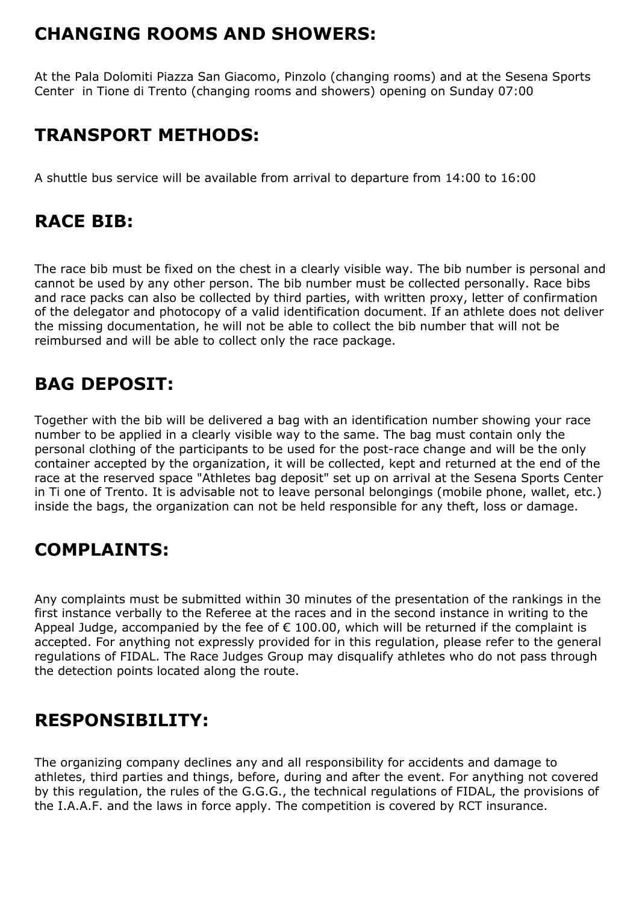## CHANGING ROOMS AND SHOWERS:

At the Pala Dolomiti Piazza San Giacomo, Pinzolo (changing rooms) and at the Sesena Sports Center in Tione di Trento (changing rooms and showers) opening on Sunday 07:00

## TRANSPORT METHODS:

A shuttle bus service will be available from arrival to departure from 14:00 to 16:00

## RACE BIB:

The race bib must be fixed on the chest in a clearly visible way. The bib number is personal and cannot be used by any other person. The bib number must be collected personally. Race bibs and race packs can also be collected by third parties, with written proxy, letter of confirmation of the delegator and photocopy of a valid identification document. If an athlete does not deliver the missing documentation, he will not be able to collect the bib number that will not be reimbursed and will be able to collect only the race package.

## BAG DEPOSIT:

Together with the bib will be delivered a bag with an identification number showing your race number to be applied in a clearly visible way to the same. The bag must contain only the personal clothing of the participants to be used for the post-race change and will be the only container accepted by the organization, it will be collected, kept and returned at the end of the race at the reserved space "Athletes bag deposit" set up on arrival at the Sesena Sports Center in Ti one of Trento. It is advisable not to leave personal belongings (mobile phone, wallet, etc.) inside the bags, the organization can not be held responsible for any theft, loss or damage.

## COMPLAINTS:

Any complaints must be submitted within 30 minutes of the presentation of the rankings in the first instance verbally to the Referee at the races and in the second instance in writing to the Appeal Judge, accompanied by the fee of € 100.00, which will be returned if the complaint is accepted. For anything not expressly provided for in this regulation, please refer to the general regulations of FIDAL. The Race Judges Group may disqualify athletes who do not pass through the detection points located along the route.

## RESPONSIBILITY:

The organizing company declines any and all responsibility for accidents and damage to athletes, third parties and things, before, during and after the event. For anything not covered by this regulation, the rules of the G.G.G., the technical regulations of FIDAL, the provisions of the I.A.A.F. and the laws in force apply. The competition is covered by RCT insurance.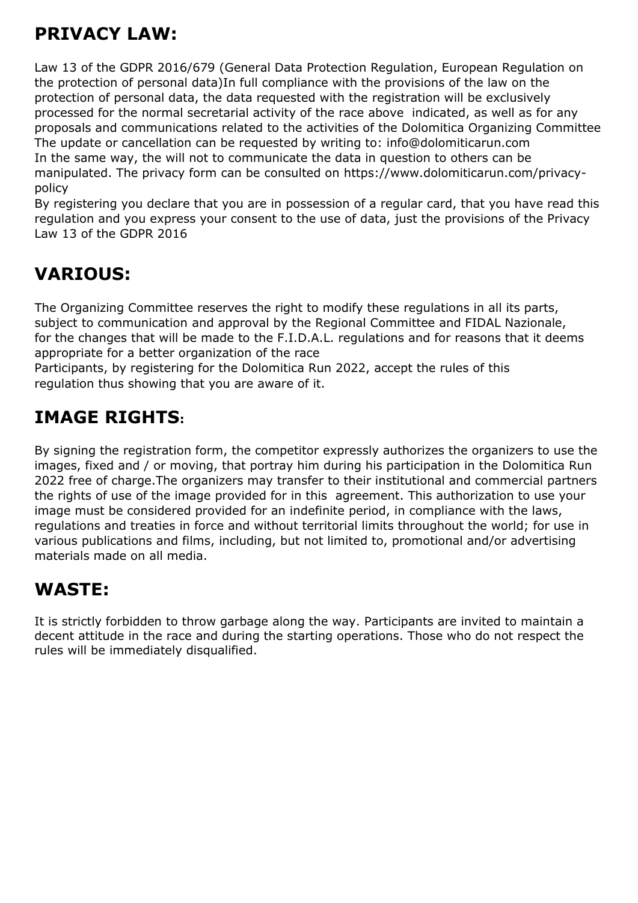## PRIVACY LAW:

Law 13 of the GDPR 2016/679 (General Data Protection Regulation, European Regulation on the protection of personal data)In full compliance with the provisions of the law on the protection of personal data, the data requested with the registration will be exclusively processed for the normal secretarial activity of the race above indicated, as well as for any proposals and communications related to the activities of the Dolomitica Organizing Committee
The update or cancellation can be requested by writing to: info@dolomiticarun.com
In the same way, the will not to communicate the data in question to others can be manipulated. The privacy form can be consulted on https://www.dolomiticarun.com/privacy-policy
By registering you declare that you are in possession of a regular card, that you have read this regulation and you express your consent to the use of data, just the provisions of the Privacy Law 13 of the GDPR 2016

## VARIOUS:

The Organizing Committee reserves the right to modify these regulations in all its parts, subject to communication and approval by the Regional Committee and FIDAL Nazionale, for the changes that will be made to the F.I.D.A.L. regulations and for reasons that it deems appropriate for a better organization of the race
Participants, by registering for the Dolomitica Run 2022, accept the rules of this regulation thus showing that you are aware of it.

## IMAGE RIGHTS:

By signing the registration form, the competitor expressly authorizes the organizers to use the images, fixed and / or moving, that portray him during his participation in the Dolomitica Run 2022 free of charge.The organizers may transfer to their institutional and commercial partners the rights of use of the image provided for in this agreement. This authorization to use your image must be considered provided for an indefinite period, in compliance with the laws, regulations and treaties in force and without territorial limits throughout the world; for use in various publications and films, including, but not limited to, promotional and/or advertising materials made on all media.

## WASTE:

It is strictly forbidden to throw garbage along the way. Participants are invited to maintain a decent attitude in the race and during the starting operations. Those who do not respect the rules will be immediately disqualified.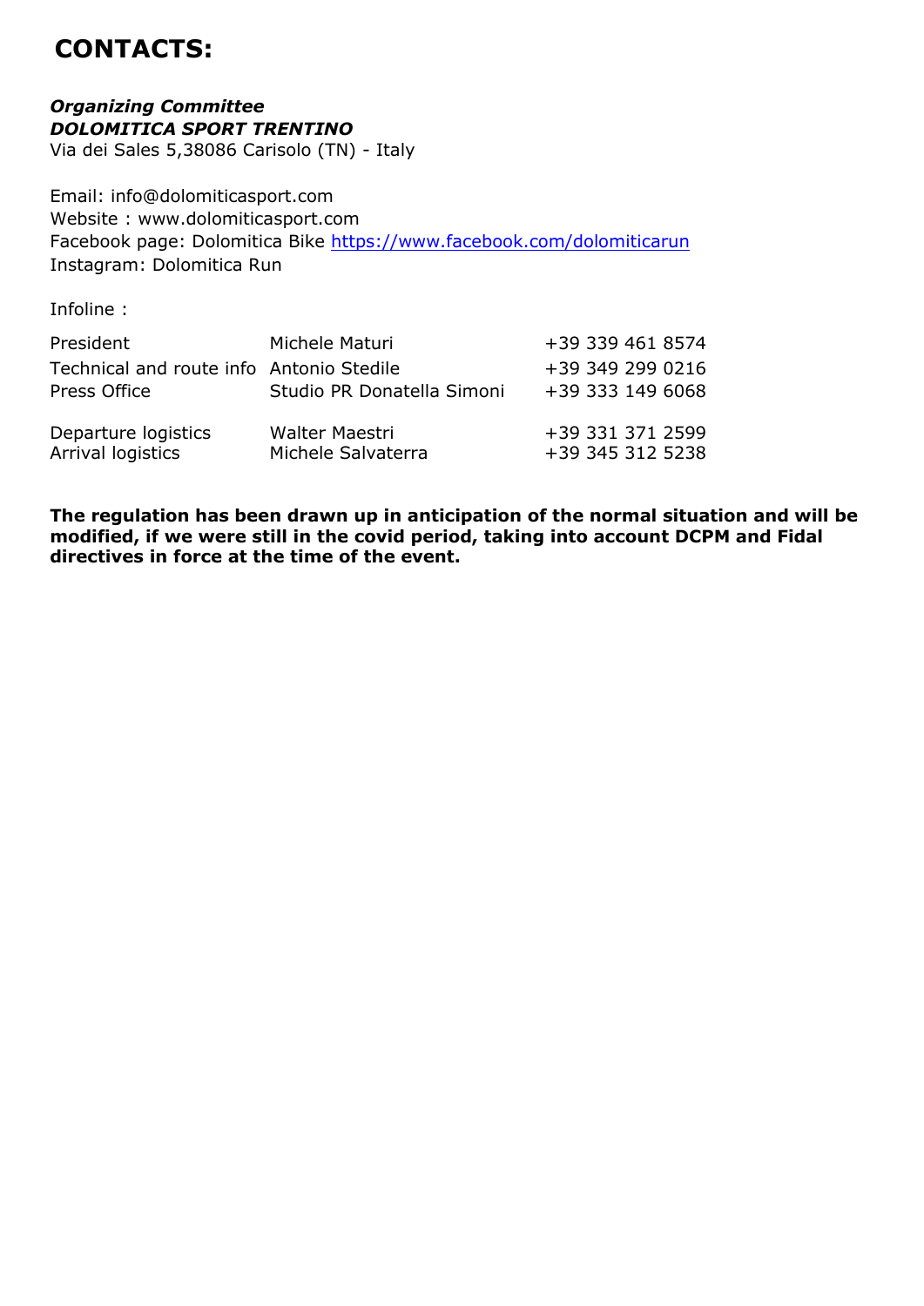# CONTACTS:

***Organizing Committee***
***DOLOMITICA SPORT TRENTINO***
Via dei Sales 5,38086 Carisolo (TN) - Italy

Email: info@dolomiticasport.com
Website : www.dolomiticasport.com
Facebook page: Dolomitica Bike https://www.facebook.com/dolomiticarun
Instagram: Dolomitica Run

Infoline :

| | | |
|---|---|---|
| President | Michele Maturi | +39 339 461 8574 |
| Technical and route info | Antonio Stedile | +39 349 299 0216 |
| Press Office | Studio PR Donatella Simoni | +39 333 149 6068 |
| Departure logistics | Walter Maestri | +39 331 371 2599 |
| Arrival logistics | Michele Salvaterra | +39 345 312 5238 |

**The regulation has been drawn up in anticipation of the normal situation and will be modified, if we were still in the covid period, taking into account DCPM and Fidal directives in force at the time of the event.**